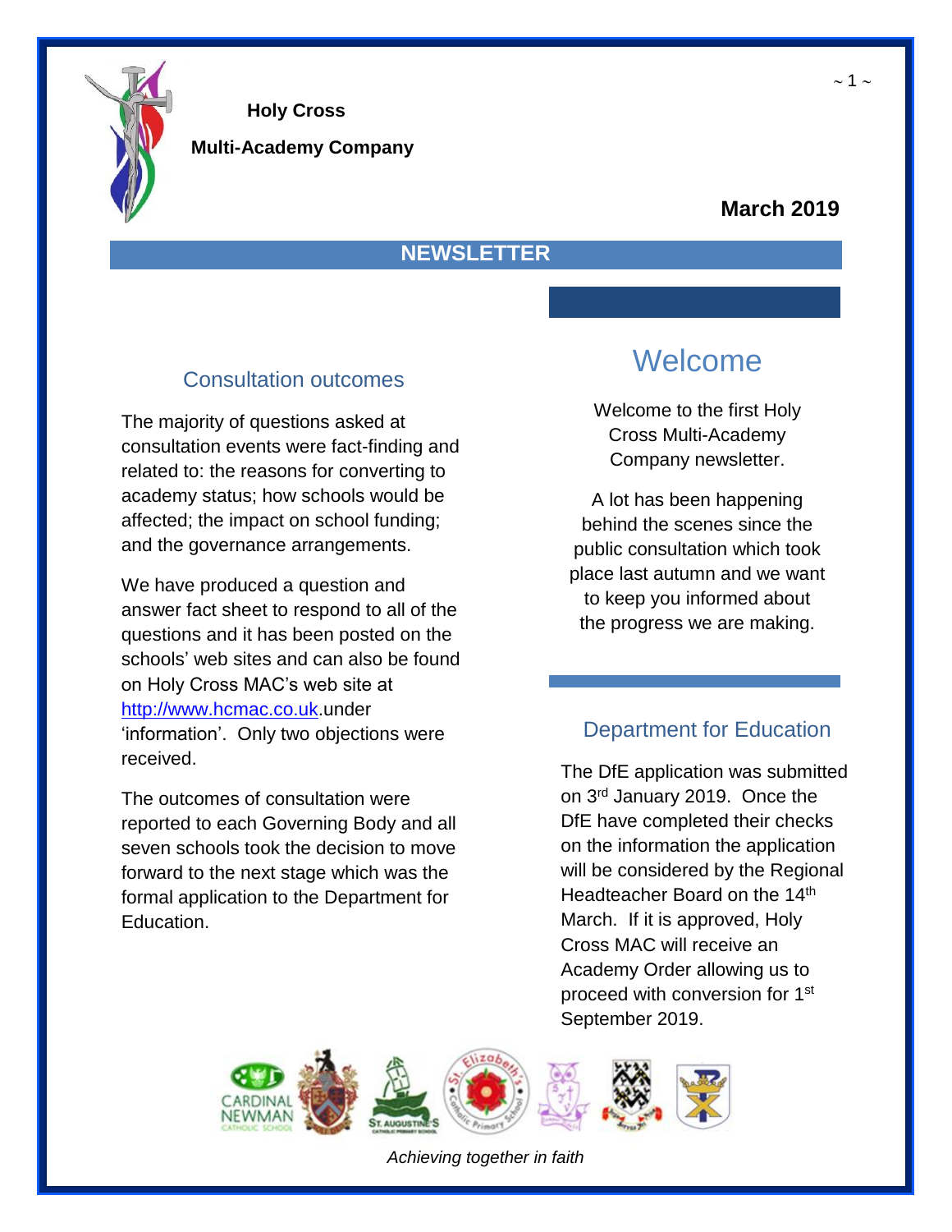**Holy Cross**

**Multi-Academy Company**

**March 2019**

## NEWSLETTER

## Welcome

Welcome to the first Holy Cross Multi-Academy Company newsletter.

A lot has been happening behind the scenes since the public consultation which took place last autumn and we want to keep you informed about the progress we are making.

### Consultation outcomes

The majority of questions asked at consultation events were fact-finding and related to: the reasons for converting to academy status; how schools would be affected; the impact on school funding; and the governance arrangements.

We have produced a question and answer fact sheet to respond to all of the questions and it has been posted on the schools' web sites and can also be found on Holy Cross MAC's web site at http://www.hcmac.co.uk.under 'information'. Only two objections were received.

The outcomes of consultation were reported to each Governing Body and all seven schools took the decision to move forward to the next stage which was the formal application to the Department for Education.

### Department for Education

The DfE application was submitted on 3rd January 2019. Once the DfE have completed their checks on the information the application will be considered by the Regional Headteacher Board on the 14th March. If it is approved, Holy Cross MAC will receive an Academy Order allowing us to proceed with conversion for 1st September 2019.

*Achieving together in faith*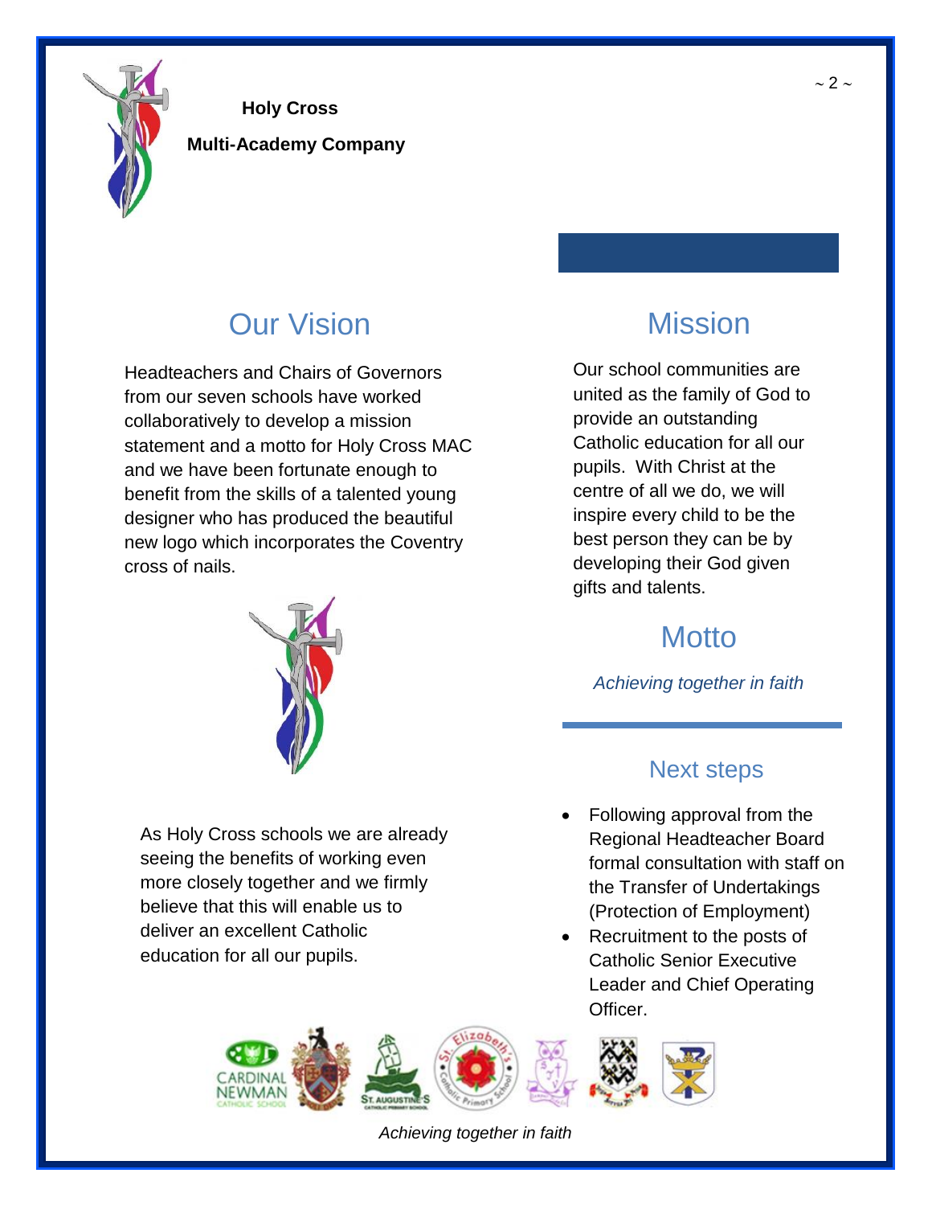**Holy Cross**

**Multi-Academy Company**

## Our Vision

Headteachers and Chairs of Governors from our seven schools have worked collaboratively to develop a mission statement and a motto for Holy Cross MAC and we have been fortunate enough to benefit from the skills of a talented young designer who has produced the beautiful new logo which incorporates the Coventry cross of nails.

As Holy Cross schools we are already seeing the benefits of working even more closely together and we firmly believe that this will enable us to deliver an excellent Catholic education for all our pupils.

## Mission

Our school communities are united as the family of God to provide an outstanding Catholic education for all our pupils. With Christ at the centre of all we do, we will inspire every child to be the best person they can be by developing their God given gifts and talents.

## Motto

*Achieving together in faith*

### Next steps

- Following approval from the Regional Headteacher Board formal consultation with staff on the Transfer of Undertakings (Protection of Employment)
- Recruitment to the posts of Catholic Senior Executive Leader and Chief Operating Officer.

*Achieving together in faith*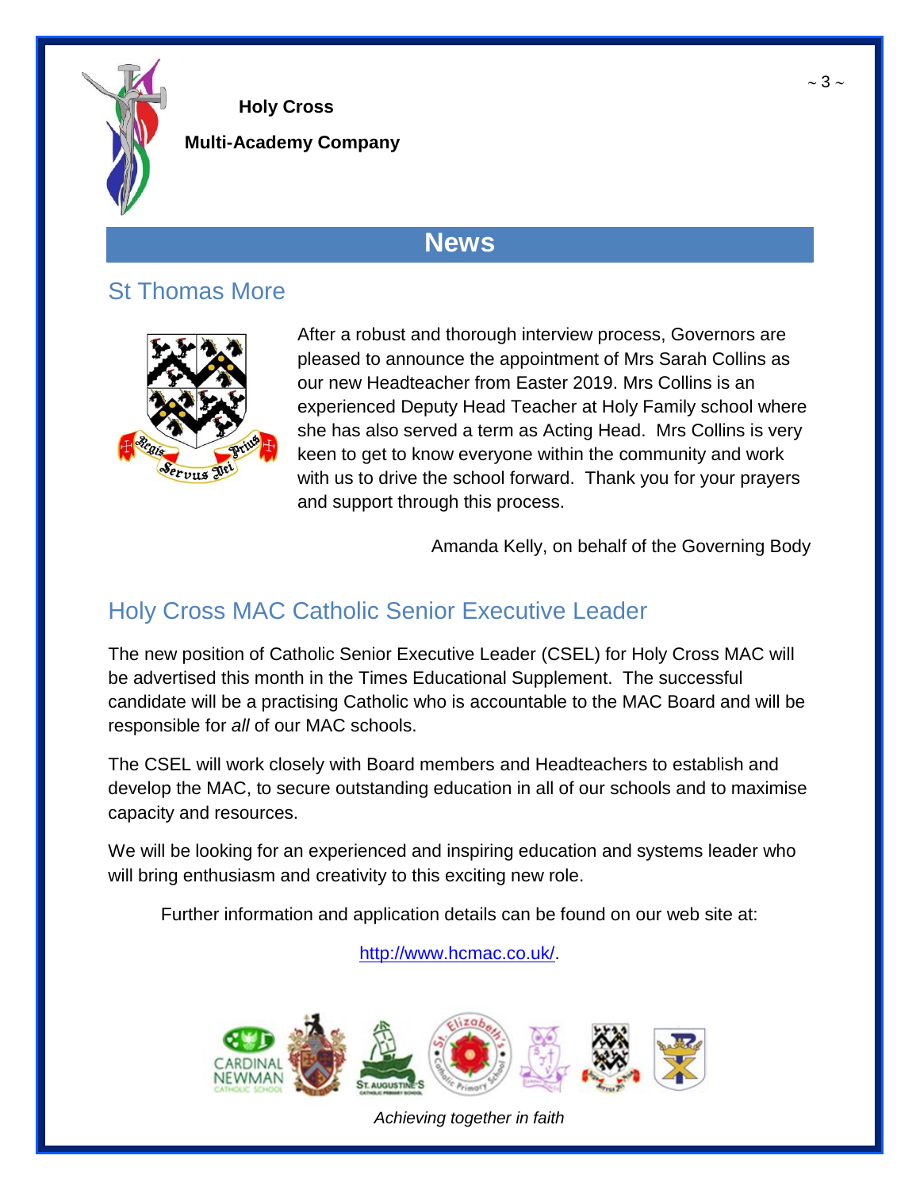**Holy Cross**

**Multi-Academy Company**

# News

## St Thomas More

After a robust and thorough interview process, Governors are pleased to announce the appointment of Mrs Sarah Collins as our new Headteacher from Easter 2019. Mrs Collins is an experienced Deputy Head Teacher at Holy Family school where she has also served a term as Acting Head. Mrs Collins is very keen to get to know everyone within the community and work with us to drive the school forward. Thank you for your prayers and support through this process.

Amanda Kelly, on behalf of the Governing Body

## Holy Cross MAC Catholic Senior Executive Leader

The new position of Catholic Senior Executive Leader (CSEL) for Holy Cross MAC will be advertised this month in the Times Educational Supplement. The successful candidate will be a practising Catholic who is accountable to the MAC Board and will be responsible for *all* of our MAC schools.

The CSEL will work closely with Board members and Headteachers to establish and develop the MAC, to secure outstanding education in all of our schools and to maximise capacity and resources.

We will be looking for an experienced and inspiring education and systems leader who will bring enthusiasm and creativity to this exciting new role.

Further information and application details can be found on our web site at:

http://www.hcmac.co.uk/.

*Achieving together in faith*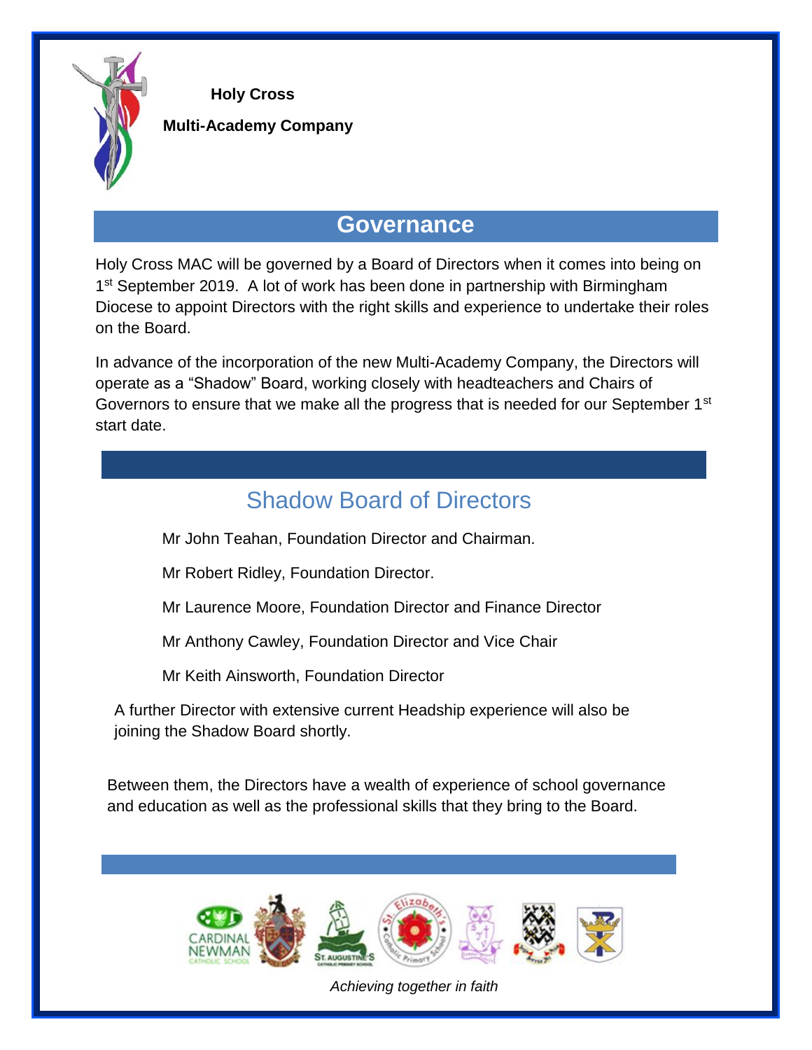**Holy Cross**

**Multi-Academy Company**

## Governance

Holy Cross MAC will be governed by a Board of Directors when it comes into being on 1st September 2019. A lot of work has been done in partnership with Birmingham Diocese to appoint Directors with the right skills and experience to undertake their roles on the Board.

In advance of the incorporation of the new Multi-Academy Company, the Directors will operate as a "Shadow" Board, working closely with headteachers and Chairs of Governors to ensure that we make all the progress that is needed for our September 1st start date.

## Shadow Board of Directors

Mr John Teahan, Foundation Director and Chairman.

Mr Robert Ridley, Foundation Director.

Mr Laurence Moore, Foundation Director and Finance Director

Mr Anthony Cawley, Foundation Director and Vice Chair

Mr Keith Ainsworth, Foundation Director

A further Director with extensive current Headship experience will also be joining the Shadow Board shortly.

Between them, the Directors have a wealth of experience of school governance and education as well as the professional skills that they bring to the Board.

*Achieving together in faith*